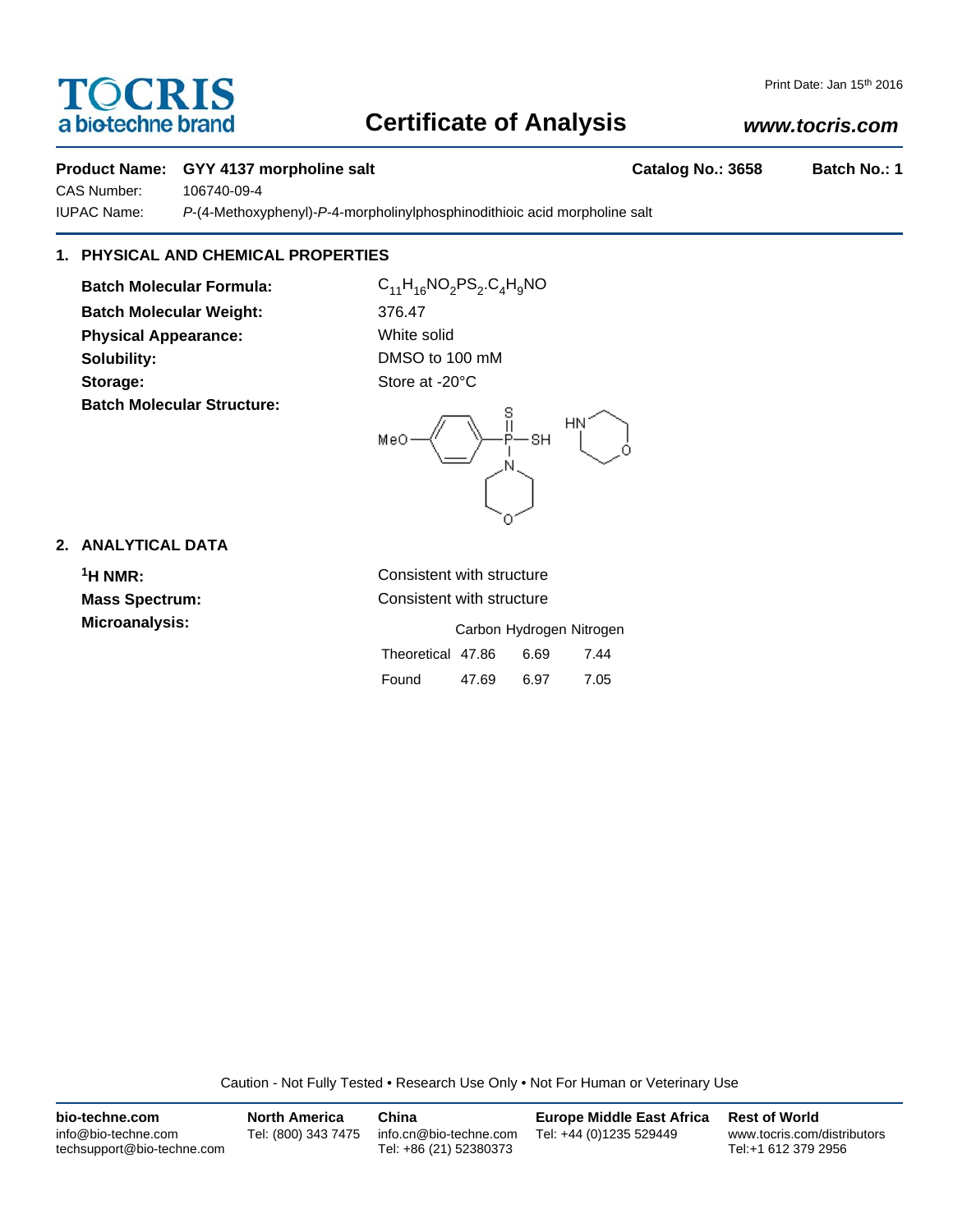TOCRIS
a bio-techne brand

Print Date: Jan 15th 2016

# Certificate of Analysis

**www.tocris.com**

**Product Name: GYY 4137 morpholine salt** **Catalog No.: 3658** **Batch No.: 1**

CAS Number: 106740-09-4

IUPAC Name: *P*-(4-Methoxyphenyl)-*P*-4-morpholinylphosphinodithioic acid morpholine salt

## 1. PHYSICAL AND CHEMICAL PROPERTIES

**Batch Molecular Formula:** $C_{11}H_{16}NO_2PS_2.C_4H_9NO$

**Batch Molecular Weight:** 376.47

**Physical Appearance:** White solid

**Solubility:** DMSO to 100 mM

**Storage:** Store at -20°C

**Batch Molecular Structure:**

## 2. ANALYTICAL DATA

**$^1$H NMR:** Consistent with structure

**Mass Spectrum:** Consistent with structure

**Microanalysis:**

| | Carbon | Hydrogen | Nitrogen |
|---|---|---|---|
| Theoretical | 47.86 | 6.69 | 7.44 |
| Found | 47.69 | 6.97 | 7.05 |

Caution - Not Fully Tested • Research Use Only • Not For Human or Veterinary Use

**bio-techne.com**
info@bio-techne.com
techsupport@bio-techne.com

**North America**
Tel: (800) 343 7475

**China**
info.cn@bio-techne.com
Tel: +86 (21) 52380373

**Europe Middle East Africa**
Tel: +44 (0)1235 529449

**Rest of World**
www.tocris.com/distributors
Tel:+1 612 379 2956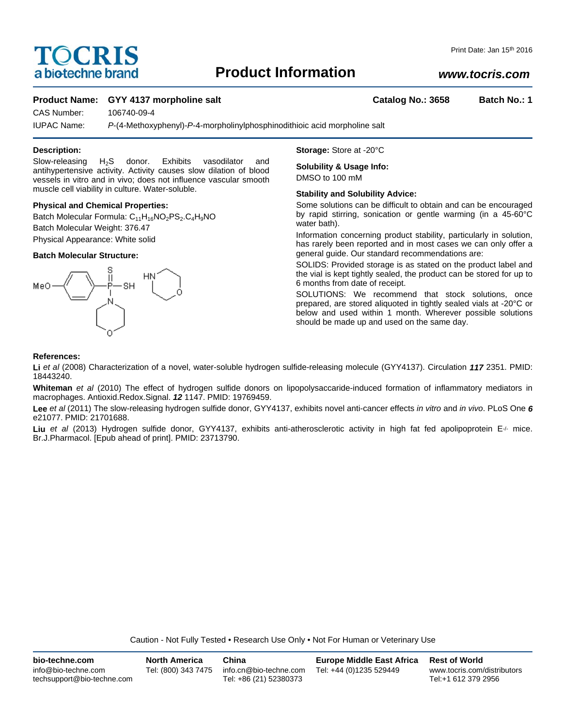# TOCRIS
a bio-techne brand

Print Date: Jan 15th 2016

## Product Information

**www.tocris.com**

**Product Name: GYY 4137 morpholine salt** **Catalog No.: 3658** **Batch No.: 1**

CAS Number: 106740-09-4

IUPAC Name: *P*-(4-Methoxyphenyl)-*P*-4-morpholinylphosphinodithioic acid morpholine salt

### Description:

Slow-releasing $H_2S$ donor. Exhibits vasodilator and antihypertensive activity. Activity causes slow dilation of blood vessels in vitro and in vivo; does not influence vascular smooth muscle cell viability in culture. Water-soluble.

### Physical and Chemical Properties:

Batch Molecular Formula: $C_{11}H_{16}NO_2PS_2.C_4H_9NO$

Batch Molecular Weight: 376.47

Physical Appearance: White solid

### Batch Molecular Structure:

MeO — S — P — SH — N — O — HN — O

**Storage:** Store at -20°C

**Solubility & Usage Info:**

DMSO to 100 mM

### Stability and Solubility Advice:

Some solutions can be difficult to obtain and can be encouraged by rapid stirring, sonication or gentle warming (in a 45-60°C water bath).

Information concerning product stability, particularly in solution, has rarely been reported and in most cases we can only offer a general guide. Our standard recommendations are:

SOLIDS: Provided storage is as stated on the product label and the vial is kept tightly sealed, the product can be stored for up to 6 months from date of receipt.

SOLUTIONS: We recommend that stock solutions, once prepared, are stored aliquoted in tightly sealed vials at -20°C or below and used within 1 month. Wherever possible solutions should be made up and used on the same day.

### References:

**Li** *et al* (2008) Characterization of a novel, water-soluble hydrogen sulfide-releasing molecule (GYY4137). Circulation ***117*** 2351. PMID: 18443240.

**Whiteman** *et al* (2010) The effect of hydrogen sulfide donors on lipopolysaccharide-induced formation of inflammatory mediators in macrophages. Antioxid.Redox.Signal. ***12*** 1147. PMID: 19769459.

**Lee** *et al* (2011) The slow-releasing hydrogen sulfide donor, GYY4137, exhibits novel anti-cancer effects *in vitro* and *in vivo*. PLoS One ***6*** e21077. PMID: 21701688.

**Liu** *et al* (2013) Hydrogen sulfide donor, GYY4137, exhibits anti-atherosclerotic activity in high fat fed apolipoprotein $E^{-/-}$ mice. Br.J.Pharmacol. [Epub ahead of print]. PMID: 23713790.

Caution - Not Fully Tested • Research Use Only • Not For Human or Veterinary Use

**bio-techne.com**
info@bio-techne.com
techsupport@bio-techne.com

**North America**
Tel: (800) 343 7475

**China**
info.cn@bio-techne.com
Tel: +86 (21) 52380373

**Europe Middle East Africa**
Tel: +44 (0)1235 529449

**Rest of World**
www.tocris.com/distributors
Tel:+1 612 379 2956